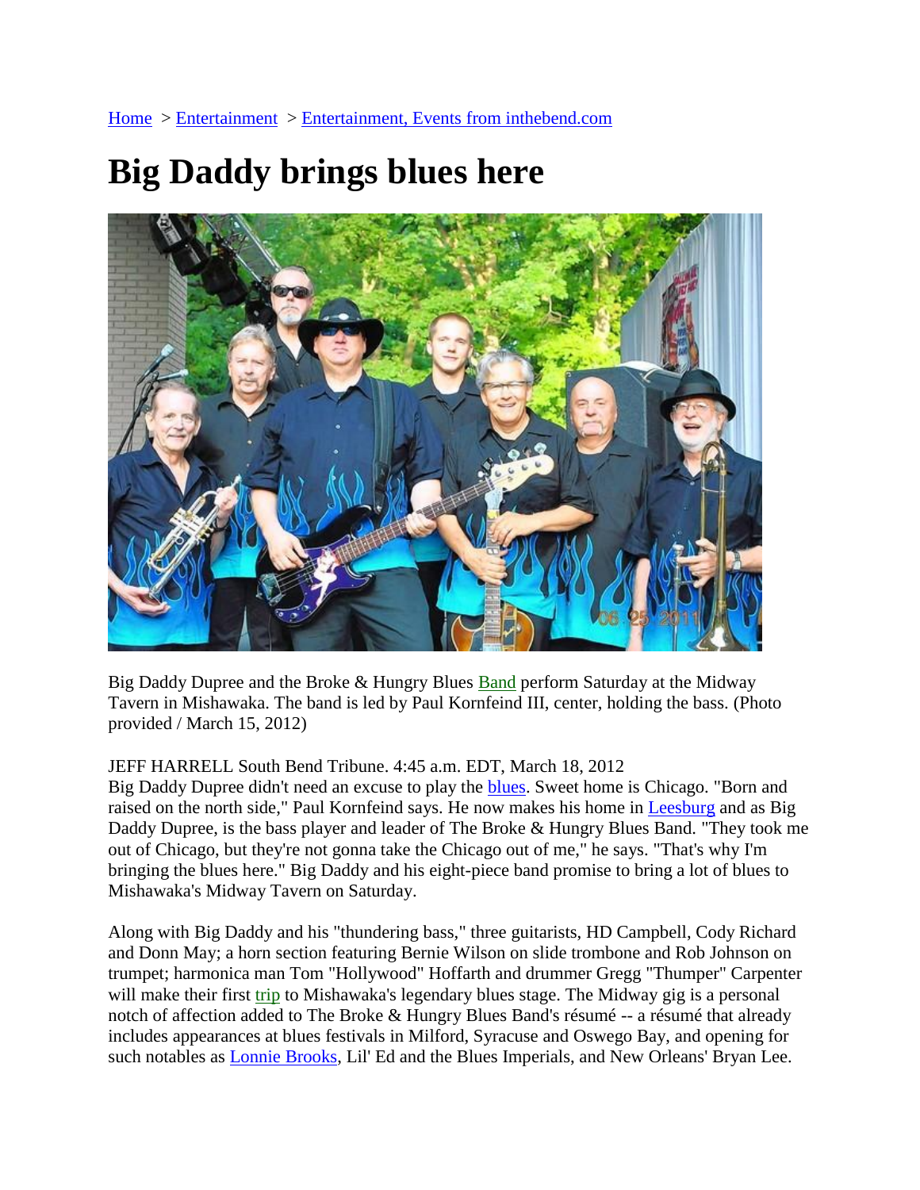Home > Entertainment > Entertainment, Events from inthebend.com

# Big Daddy brings blues here

Big Daddy Dupree and the Broke & Hungry Blues Band perform Saturday at the Midway Tavern in Mishawaka. The band is led by Paul Kornfeind III, center, holding the bass. (Photo provided / March 15, 2012)

JEFF HARRELL South Bend Tribune. 4:45 a.m. EDT, March 18, 2012

Big Daddy Dupree didn't need an excuse to play the blues. Sweet home is Chicago. "Born and raised on the north side," Paul Kornfeind says. He now makes his home in Leesburg and as Big Daddy Dupree, is the bass player and leader of The Broke & Hungry Blues Band. "They took me out of Chicago, but they're not gonna take the Chicago out of me," he says. "That's why I'm bringing the blues here." Big Daddy and his eight-piece band promise to bring a lot of blues to Mishawaka's Midway Tavern on Saturday.

Along with Big Daddy and his "thundering bass," three guitarists, HD Campbell, Cody Richard and Donn May; a horn section featuring Bernie Wilson on slide trombone and Rob Johnson on trumpet; harmonica man Tom "Hollywood" Hoffarth and drummer Gregg "Thumper" Carpenter will make their first trip to Mishawaka's legendary blues stage. The Midway gig is a personal notch of affection added to The Broke & Hungry Blues Band's résumé -- a résumé that already includes appearances at blues festivals in Milford, Syracuse and Oswego Bay, and opening for such notables as Lonnie Brooks, Lil' Ed and the Blues Imperials, and New Orleans' Bryan Lee.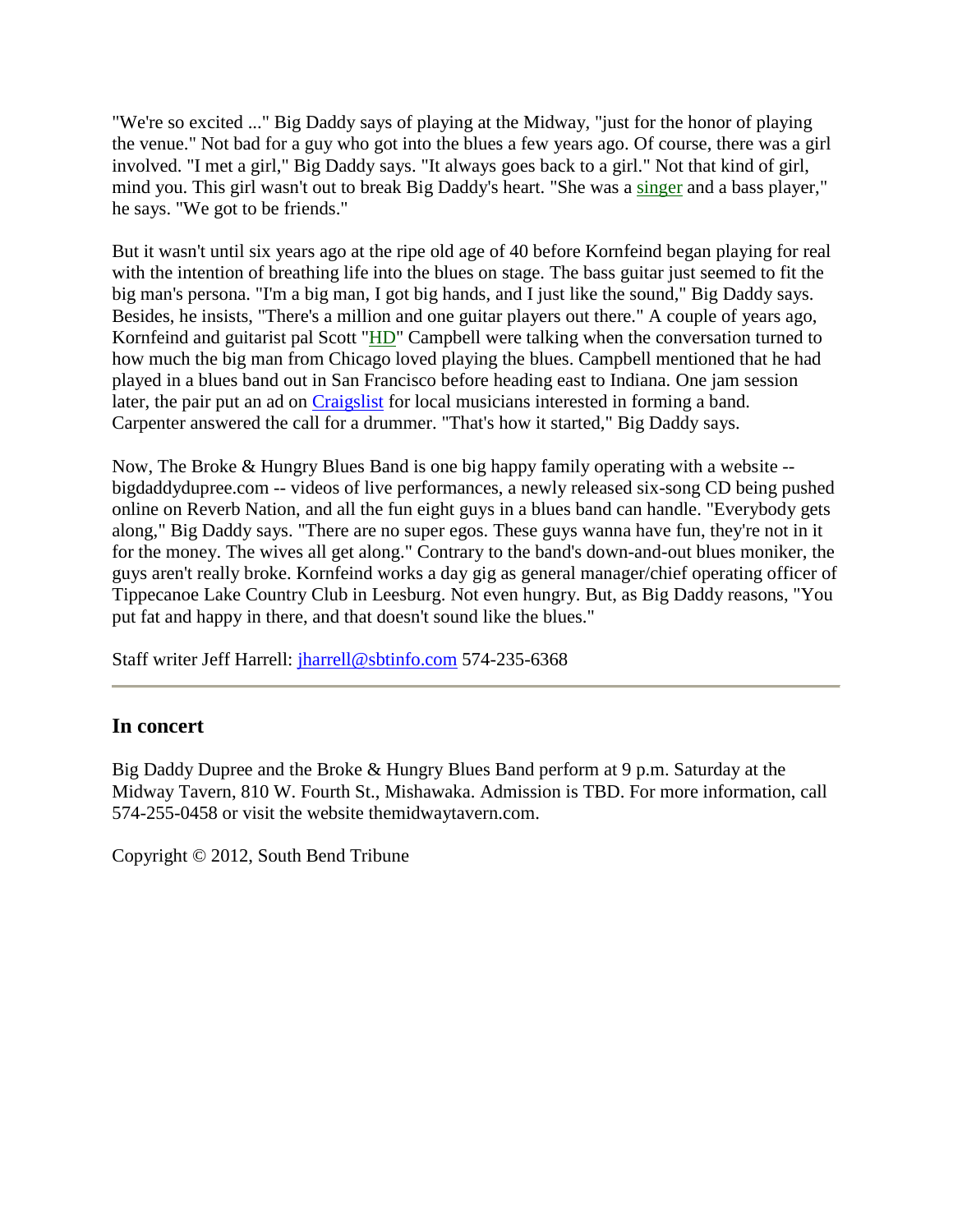"We're so excited ..." Big Daddy says of playing at the Midway, "just for the honor of playing the venue." Not bad for a guy who got into the blues a few years ago. Of course, there was a girl involved. "I met a girl," Big Daddy says. "It always goes back to a girl." Not that kind of girl, mind you. This girl wasn't out to break Big Daddy's heart. "She was a singer and a bass player," he says. "We got to be friends."

But it wasn't until six years ago at the ripe old age of 40 before Kornfeind began playing for real with the intention of breathing life into the blues on stage. The bass guitar just seemed to fit the big man's persona. "I'm a big man, I got big hands, and I just like the sound," Big Daddy says. Besides, he insists, "There's a million and one guitar players out there." A couple of years ago, Kornfeind and guitarist pal Scott "HD" Campbell were talking when the conversation turned to how much the big man from Chicago loved playing the blues. Campbell mentioned that he had played in a blues band out in San Francisco before heading east to Indiana. One jam session later, the pair put an ad on Craigslist for local musicians interested in forming a band. Carpenter answered the call for a drummer. "That's how it started," Big Daddy says.

Now, The Broke & Hungry Blues Band is one big happy family operating with a website -- bigdaddydupree.com -- videos of live performances, a newly released six-song CD being pushed online on Reverb Nation, and all the fun eight guys in a blues band can handle. "Everybody gets along," Big Daddy says. "There are no super egos. These guys wanna have fun, they're not in it for the money. The wives all get along." Contrary to the band's down-and-out blues moniker, the guys aren't really broke. Kornfeind works a day gig as general manager/chief operating officer of Tippecanoe Lake Country Club in Leesburg. Not even hungry. But, as Big Daddy reasons, "You put fat and happy in there, and that doesn't sound like the blues."

Staff writer Jeff Harrell: jharrell@sbtinfo.com 574-235-6368

---

## In concert

Big Daddy Dupree and the Broke & Hungry Blues Band perform at 9 p.m. Saturday at the Midway Tavern, 810 W. Fourth St., Mishawaka. Admission is TBD. For more information, call 574-255-0458 or visit the website themidwaytavern.com.

Copyright © 2012, South Bend Tribune